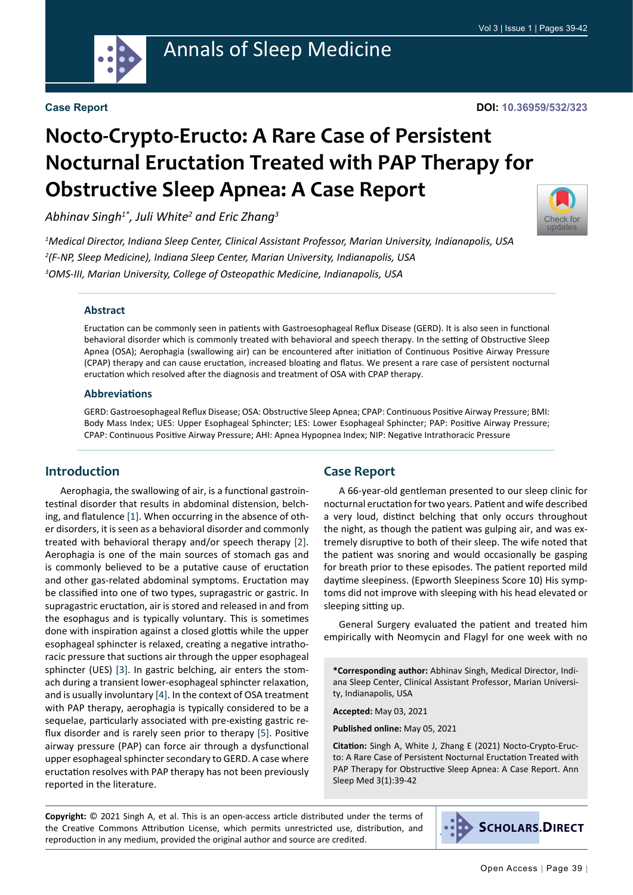Case Report

DOI: 10.36959/532/323

# Nocto-Crypto-Eructo: A Rare Case of Persistent Nocturnal Eructation Treated with PAP Therapy for Obstructive Sleep Apnea: A Case Report

*Abhinav Singh[1*], Juli White[2] and Eric Zhang[3]*

*[1]Medical Director, Indiana Sleep Center, Clinical Assistant Professor, Marian University, Indianapolis, USA*

*[2](F-NP, Sleep Medicine), Indiana Sleep Center, Marian University, Indianapolis, USA*

*[3]OMS-III, Marian University, College of Osteopathic Medicine, Indianapolis, USA*

### Abstract

Eructation can be commonly seen in patients with Gastroesophageal Reflux Disease (GERD). It is also seen in functional behavioral disorder which is commonly treated with behavioral and speech therapy. In the setting of Obstructive Sleep Apnea (OSA); Aerophagia (swallowing air) can be encountered after initiation of Continuous Positive Airway Pressure (CPAP) therapy and can cause eructation, increased bloating and flatus. We present a rare case of persistent nocturnal eructation which resolved after the diagnosis and treatment of OSA with CPAP therapy.

### Abbreviations

GERD: Gastroesophageal Reflux Disease; OSA: Obstructive Sleep Apnea; CPAP: Continuous Positive Airway Pressure; BMI: Body Mass Index; UES: Upper Esophageal Sphincter; LES: Lower Esophageal Sphincter; PAP: Positive Airway Pressure; CPAP: Continuous Positive Airway Pressure; AHI: Apnea Hypopnea Index; NIP: Negative Intrathoracic Pressure

## Introduction

Aerophagia, the swallowing of air, is a functional gastrointestinal disorder that results in abdominal distension, belching, and flatulence [1]. When occurring in the absence of other disorders, it is seen as a behavioral disorder and commonly treated with behavioral therapy and/or speech therapy [2]. Aerophagia is one of the main sources of stomach gas and is commonly believed to be a putative cause of eructation and other gas-related abdominal symptoms. Eructation may be classified into one of two types, supragastric or gastric. In supragastric eructation, air is stored and released in and from the esophagus and is typically voluntary. This is sometimes done with inspiration against a closed glottis while the upper esophageal sphincter is relaxed, creating a negative intrathoracic pressure that suctions air through the upper esophageal sphincter (UES) [3]. In gastric belching, air enters the stomach during a transient lower-esophageal sphincter relaxation, and is usually involuntary [4]. In the context of OSA treatment with PAP therapy, aerophagia is typically considered to be a sequelae, particularly associated with pre-existing gastric reflux disorder and is rarely seen prior to therapy [5]. Positive airway pressure (PAP) can force air through a dysfunctional upper esophageal sphincter secondary to GERD. A case where eructation resolves with PAP therapy has not been previously reported in the literature.

## Case Report

A 66-year-old gentleman presented to our sleep clinic for nocturnal eructation for two years. Patient and wife described a very loud, distinct belching that only occurs throughout the night, as though the patient was gulping air, and was extremely disruptive to both of their sleep. The wife noted that the patient was snoring and would occasionally be gasping for breath prior to these episodes. The patient reported mild daytime sleepiness. (Epworth Sleepiness Score 10) His symptoms did not improve with sleeping with his head elevated or sleeping sitting up.

General Surgery evaluated the patient and treated him empirically with Neomycin and Flagyl for one week with no

**\*Corresponding author:** Abhinav Singh, Medical Director, Indiana Sleep Center, Clinical Assistant Professor, Marian University, Indianapolis, USA

**Accepted:** May 03, 2021

**Published online:** May 05, 2021

**Citation:** Singh A, White J, Zhang E (2021) Nocto-Crypto-Eructo: A Rare Case of Persistent Nocturnal Eructation Treated with PAP Therapy for Obstructive Sleep Apnea: A Case Report. Ann Sleep Med 3(1):39-42

**Copyright:** © 2021 Singh A, et al. This is an open-access article distributed under the terms of the Creative Commons Attribution License, which permits unrestricted use, distribution, and reproduction in any medium, provided the original author and source are credited.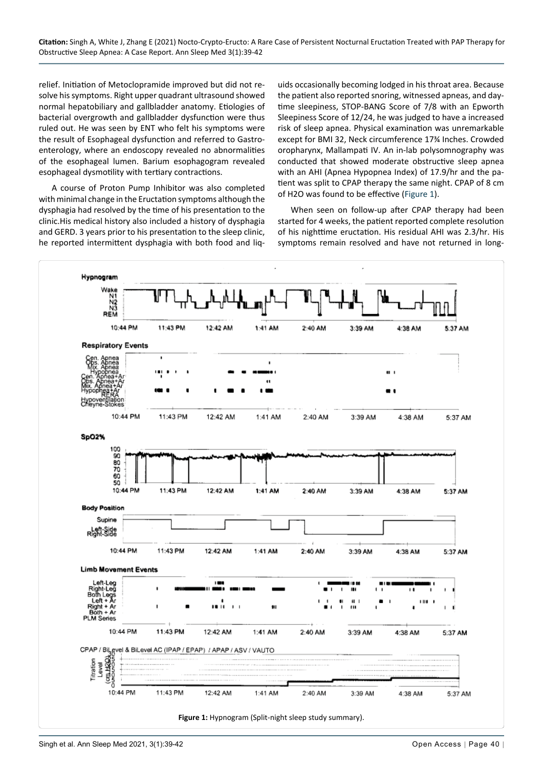relief. Initiation of Metoclopramide improved but did not resolve his symptoms. Right upper quadrant ultrasound showed normal hepatobiliary and gallbladder anatomy. Etiologies of bacterial overgrowth and gallbladder dysfunction were thus ruled out. He was seen by ENT who felt his symptoms were the result of Esophageal dysfunction and referred to Gastroenterology, where an endoscopy revealed no abnormalities of the esophageal lumen. Barium esophagogram revealed esophageal dysmotility with tertiary contractions.

A course of Proton Pump Inhibitor was also completed with minimal change in the Eructation symptoms although the dysphagia had resolved by the time of his presentation to the clinic.His medical history also included a history of dysphagia and GERD. 3 years prior to his presentation to the sleep clinic, he reported intermittent dysphagia with both food and liquids occasionally becoming lodged in his throat area. Because the patient also reported snoring, witnessed apneas, and daytime sleepiness, STOP-BANG Score of 7/8 with an Epworth Sleepiness Score of 12/24, he was judged to have a increased risk of sleep apnea. Physical examination was unremarkable except for BMI 32, Neck circumference 17¾ Inches. Crowded oropharynx, Mallampati IV. An in-lab polysomnography was conducted that showed moderate obstructive sleep apnea with an AHI (Apnea Hypopnea Index) of 17.9/hr and the patient was split to CPAP therapy the same night. CPAP of 8 cm of $H_2O$ was found to be effective (Figure 1).

When seen on follow-up after CPAP therapy had been started for 4 weeks, the patient reported complete resolution of his nighttime eructation. His residual AHI was 2.3/hr. His symptoms remain resolved and have not returned in long-

**Figure 1:** Hypnogram (Split-night sleep study summary).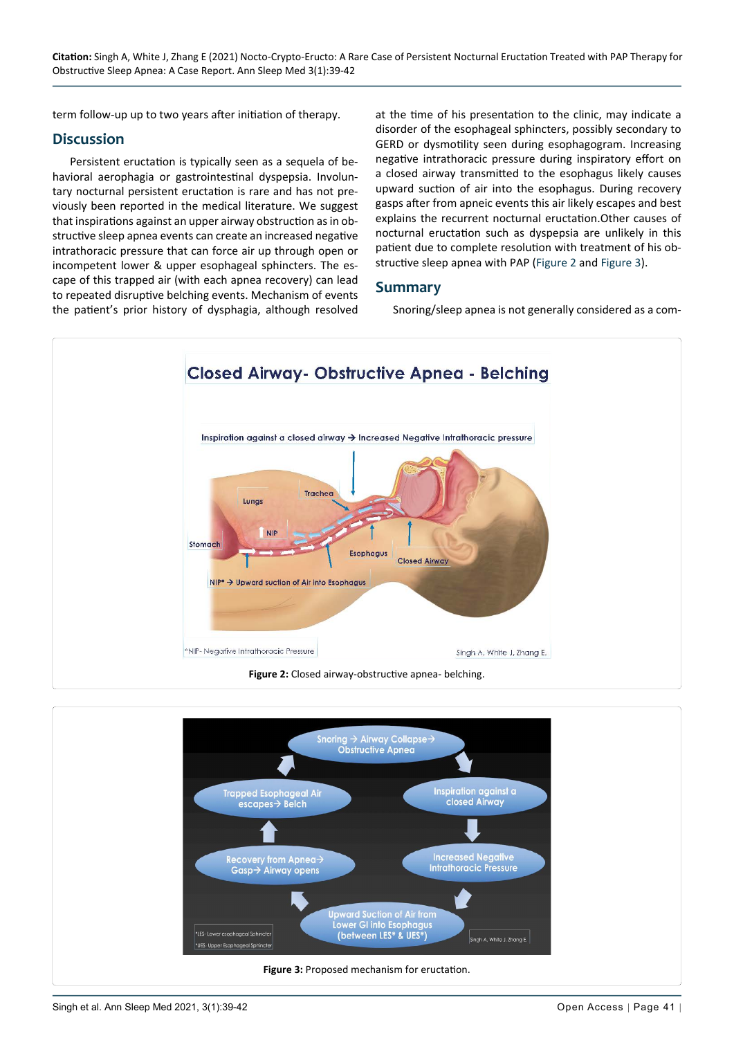term follow-up up to two years after initiation of therapy.

## Discussion

Persistent eructation is typically seen as a sequela of behavioral aerophagia or gastrointestinal dyspepsia. Involuntary nocturnal persistent eructation is rare and has not previously been reported in the medical literature. We suggest that inspirations against an upper airway obstruction as in obstructive sleep apnea events can create an increased negative intrathoracic pressure that can force air up through open or incompetent lower & upper esophageal sphincters. The escape of this trapped air (with each apnea recovery) can lead to repeated disruptive belching events. Mechanism of events the patient's prior history of dysphagia, although resolved at the time of his presentation to the clinic, may indicate a disorder of the esophageal sphincters, possibly secondary to GERD or dysmotility seen during esophagogram. Increasing negative intrathoracic pressure during inspiratory effort on a closed airway transmitted to the esophagus likely causes upward suction of air into the esophagus. During recovery gasps after from apneic events this air likely escapes and best explains the recurrent nocturnal eructation.Other causes of nocturnal eructation such as dyspepsia are unlikely in this patient due to complete resolution with treatment of his obstructive sleep apnea with PAP (Figure 2 and Figure 3).

## Summary

Snoring/sleep apnea is not generally considered as a com-

**Figure 2:** Closed airway-obstructive apnea- belching.

**Figure 3:** Proposed mechanism for eructation.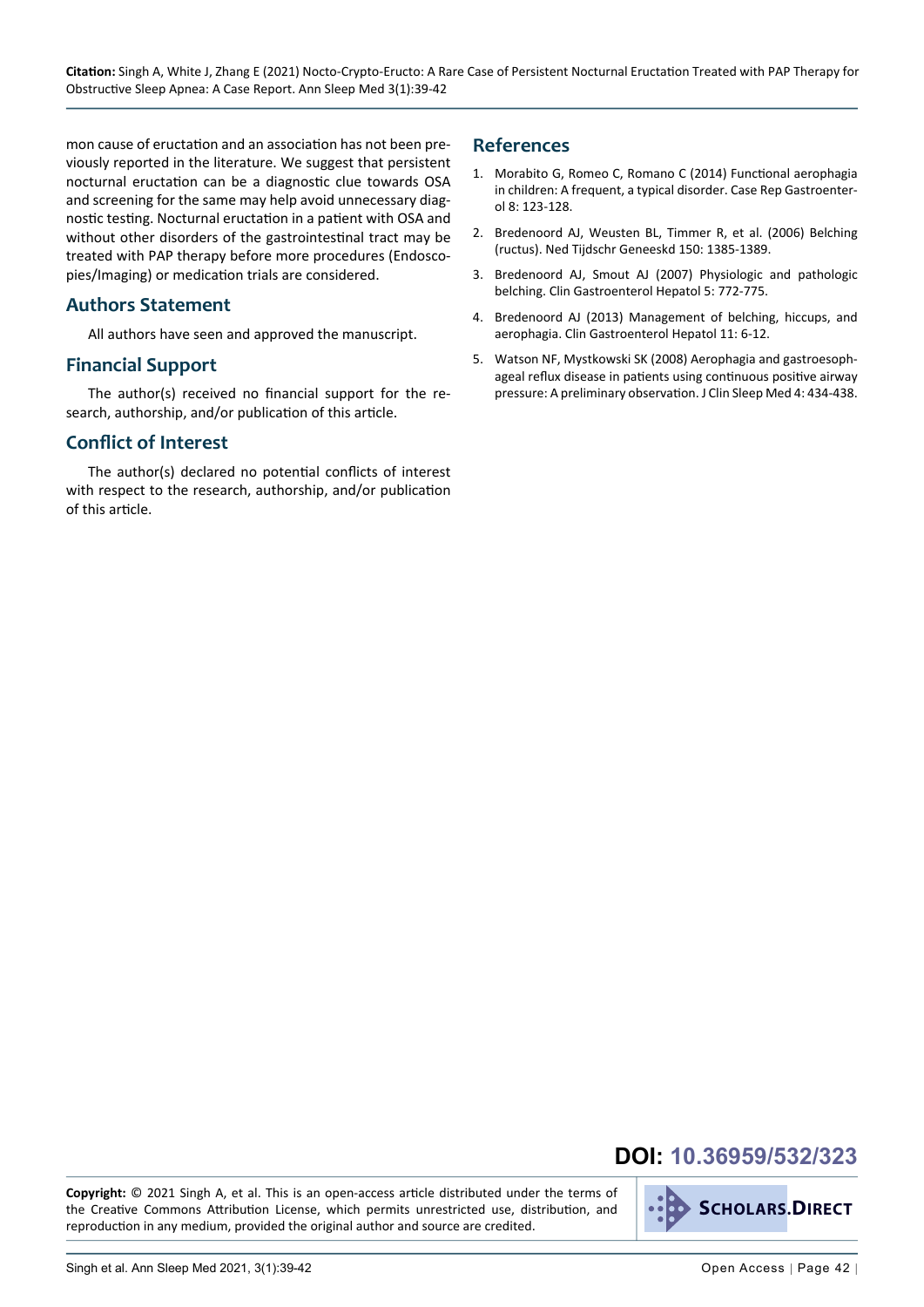mon cause of eructation and an association has not been previously reported in the literature. We suggest that persistent nocturnal eructation can be a diagnostic clue towards OSA and screening for the same may help avoid unnecessary diagnostic testing. Nocturnal eructation in a patient with OSA and without other disorders of the gastrointestinal tract may be treated with PAP therapy before more procedures (Endoscopies/Imaging) or medication trials are considered.

## Authors Statement

All authors have seen and approved the manuscript.

## Financial Support

The author(s) received no financial support for the research, authorship, and/or publication of this article.

## Conflict of Interest

The author(s) declared no potential conflicts of interest with respect to the research, authorship, and/or publication of this article.

## References

1. Morabito G, Romeo C, Romano C (2014) Functional aerophagia in children: A frequent, a typical disorder. Case Rep Gastroenterol 8: 123-128.
2. Bredenoord AJ, Weusten BL, Timmer R, et al. (2006) Belching (ructus). Ned Tijdschr Geneeskd 150: 1385-1389.
3. Bredenoord AJ, Smout AJ (2007) Physiologic and pathologic belching. Clin Gastroenterol Hepatol 5: 772-775.
4. Bredenoord AJ (2013) Management of belching, hiccups, and aerophagia. Clin Gastroenterol Hepatol 11: 6-12.
5. Watson NF, Mystkowski SK (2008) Aerophagia and gastroesophageal reflux disease in patients using continuous positive airway pressure: A preliminary observation. J Clin Sleep Med 4: 434-438.

**DOI: 10.36959/532/323**

**Copyright:** © 2021 Singh A, et al. This is an open-access article distributed under the terms of the Creative Commons Attribution License, which permits unrestricted use, distribution, and reproduction in any medium, provided the original author and source are credited.